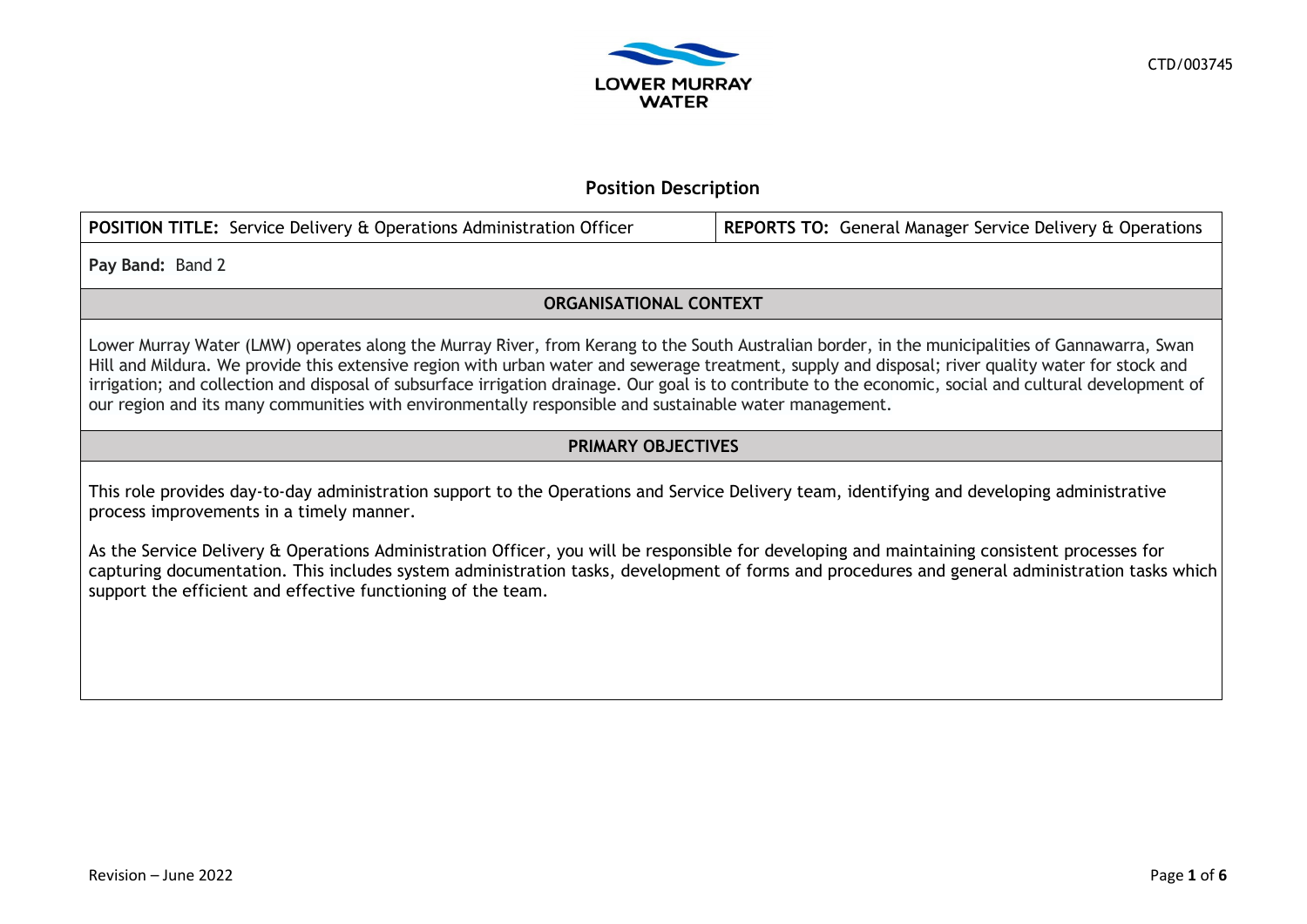LOWER MURRAY WATER

CTD/003745

# Position Description

| **POSITION TITLE:** Service Delivery & Operations Administration Officer | **REPORTS TO:** General Manager Service Delivery & Operations |
|---|---|
| **Pay Band:** Band 2 | |

## ORGANISATIONAL CONTEXT

Lower Murray Water (LMW) operates along the Murray River, from Kerang to the South Australian border, in the municipalities of Gannawarra, Swan Hill and Mildura. We provide this extensive region with urban water and sewerage treatment, supply and disposal; river quality water for stock and irrigation; and collection and disposal of subsurface irrigation drainage. Our goal is to contribute to the economic, social and cultural development of our region and its many communities with environmentally responsible and sustainable water management.

## PRIMARY OBJECTIVES

This role provides day-to-day administration support to the Operations and Service Delivery team, identifying and developing administrative process improvements in a timely manner.

As the Service Delivery & Operations Administration Officer, you will be responsible for developing and maintaining consistent processes for capturing documentation. This includes system administration tasks, development of forms and procedures and general administration tasks which support the efficient and effective functioning of the team.

Revision – June 2022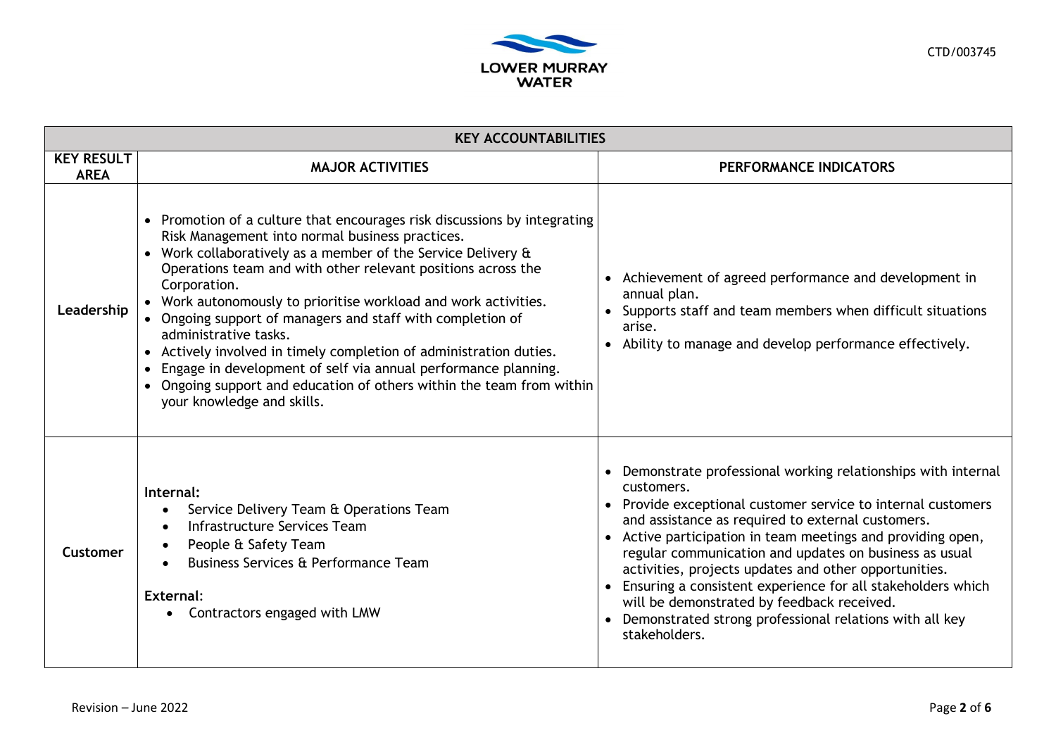| KEY ACCOUNTABILITIES | | |
|---|---|---|
| **KEY RESULT AREA** | **MAJOR ACTIVITIES** | **PERFORMANCE INDICATORS** |
| **Leadership** | • Promotion of a culture that encourages risk discussions by integrating Risk Management into normal business practices.<br>• Work collaboratively as a member of the Service Delivery & Operations team and with other relevant positions across the Corporation.<br>• Work autonomously to prioritise workload and work activities.<br>• Ongoing support of managers and staff with completion of administrative tasks.<br>• Actively involved in timely completion of administration duties.<br>• Engage in development of self via annual performance planning.<br>• Ongoing support and education of others within the team from within your knowledge and skills. | • Achievement of agreed performance and development in annual plan.<br>• Supports staff and team members when difficult situations arise.<br>• Ability to manage and develop performance effectively. |
| **Customer** | **Internal:**<br>• Service Delivery Team & Operations Team<br>• Infrastructure Services Team<br>• People & Safety Team<br>• Business Services & Performance Team<br><br>**External**:<br>• Contractors engaged with LMW | • Demonstrate professional working relationships with internal customers.<br>• Provide exceptional customer service to internal customers and assistance as required to external customers.<br>• Active participation in team meetings and providing open, regular communication and updates on business as usual activities, projects updates and other opportunities.<br>• Ensuring a consistent experience for all stakeholders which will be demonstrated by feedback received.<br>• Demonstrated strong professional relations with all key stakeholders. |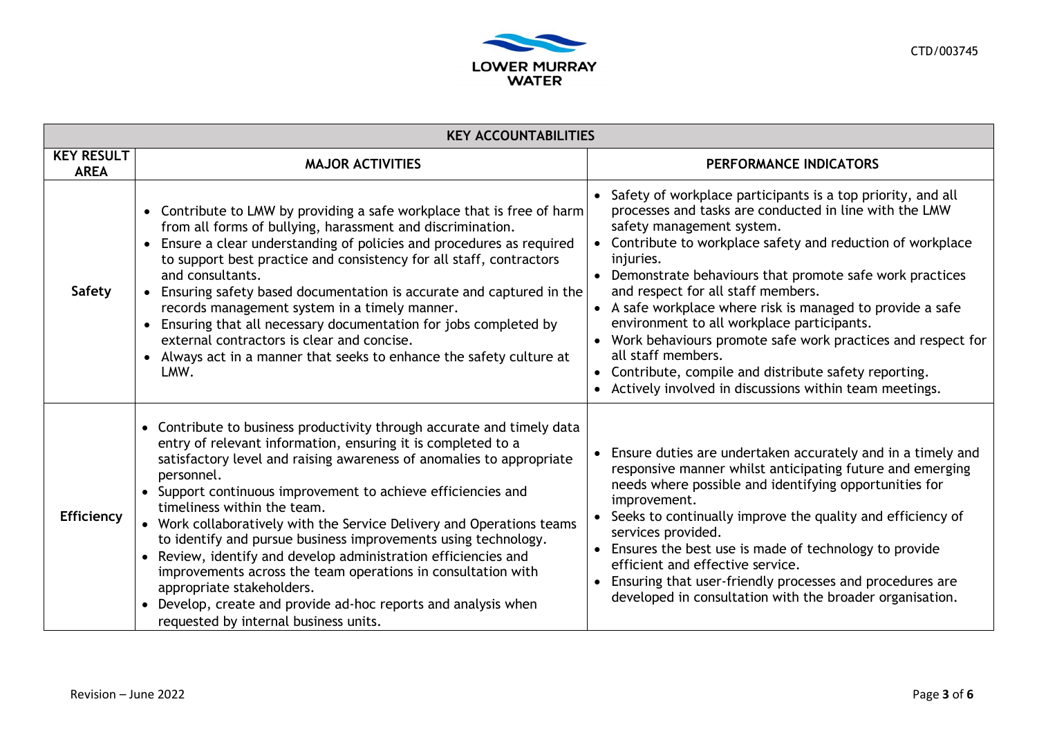| KEY ACCOUNTABILITIES | | |
|---|---|---|
| **KEY RESULT AREA** | **MAJOR ACTIVITIES** | **PERFORMANCE INDICATORS** |
| **Safety** | • Contribute to LMW by providing a safe workplace that is free of harm from all forms of bullying, harassment and discrimination.<br>• Ensure a clear understanding of policies and procedures as required to support best practice and consistency for all staff, contractors and consultants.<br>• Ensuring safety based documentation is accurate and captured in the records management system in a timely manner.<br>• Ensuring that all necessary documentation for jobs completed by external contractors is clear and concise.<br>• Always act in a manner that seeks to enhance the safety culture at LMW. | • Safety of workplace participants is a top priority, and all processes and tasks are conducted in line with the LMW safety management system.<br>• Contribute to workplace safety and reduction of workplace injuries.<br>• Demonstrate behaviours that promote safe work practices and respect for all staff members.<br>• A safe workplace where risk is managed to provide a safe environment to all workplace participants.<br>• Work behaviours promote safe work practices and respect for all staff members.<br>• Contribute, compile and distribute safety reporting.<br>• Actively involved in discussions within team meetings. |
| **Efficiency** | • Contribute to business productivity through accurate and timely data entry of relevant information, ensuring it is completed to a satisfactory level and raising awareness of anomalies to appropriate personnel.<br>• Support continuous improvement to achieve efficiencies and timeliness within the team.<br>• Work collaboratively with the Service Delivery and Operations teams to identify and pursue business improvements using technology.<br>• Review, identify and develop administration efficiencies and improvements across the team operations in consultation with appropriate stakeholders.<br>• Develop, create and provide ad-hoc reports and analysis when requested by internal business units. | • Ensure duties are undertaken accurately and in a timely and responsive manner whilst anticipating future and emerging needs where possible and identifying opportunities for improvement.<br>• Seeks to continually improve the quality and efficiency of services provided.<br>• Ensures the best use is made of technology to provide efficient and effective service.<br>• Ensuring that user-friendly processes and procedures are developed in consultation with the broader organisation. |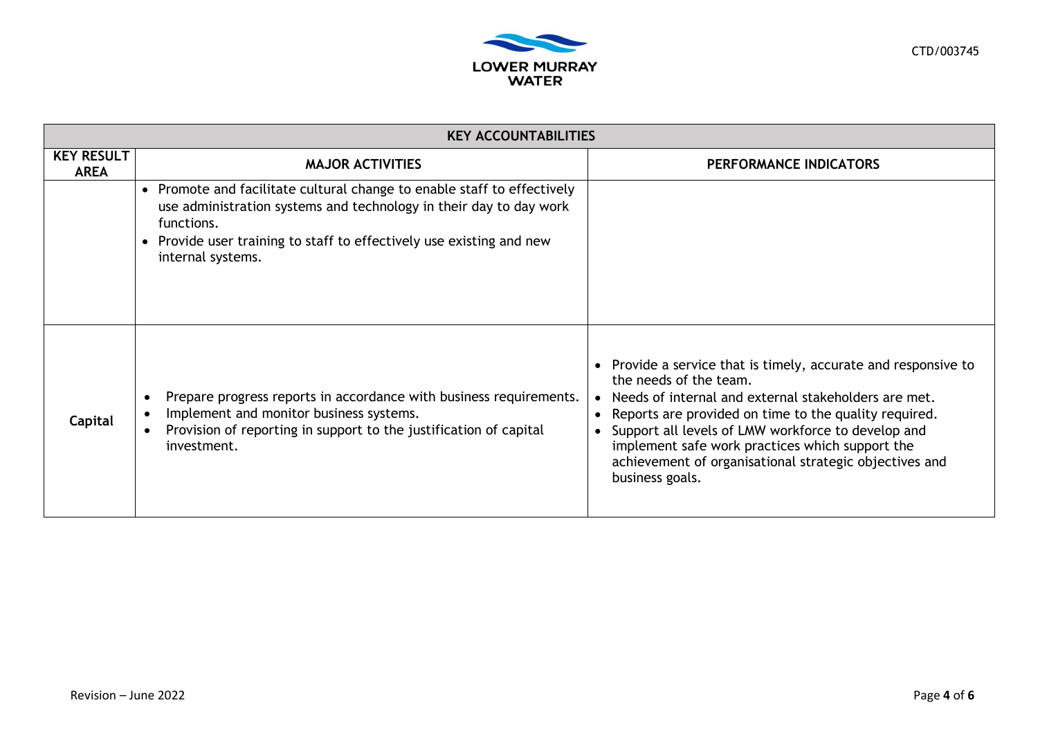| KEY ACCOUNTABILITIES | | |
|---|---|---|
| **KEY RESULT AREA** | **MAJOR ACTIVITIES** | **PERFORMANCE INDICATORS** |
| | • Promote and facilitate cultural change to enable staff to effectively use administration systems and technology in their day to day work functions.<br>• Provide user training to staff to effectively use existing and new internal systems. | |
| **Capital** | • Prepare progress reports in accordance with business requirements.<br>• Implement and monitor business systems.<br>• Provision of reporting in support to the justification of capital investment. | • Provide a service that is timely, accurate and responsive to the needs of the team.<br>• Needs of internal and external stakeholders are met.<br>• Reports are provided on time to the quality required.<br>• Support all levels of LMW workforce to develop and implement safe work practices which support the achievement of organisational strategic objectives and business goals. |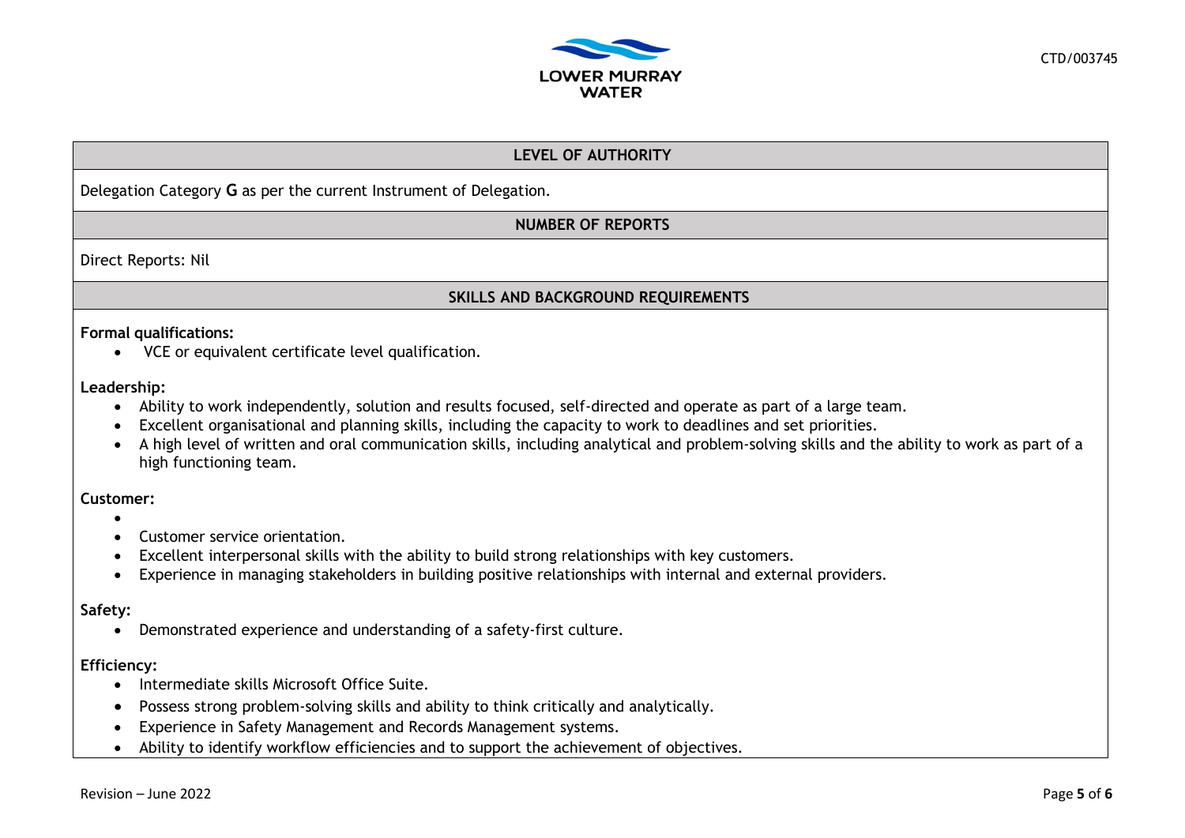## LEVEL OF AUTHORITY

Delegation Category **G** as per the current Instrument of Delegation.

## NUMBER OF REPORTS

Direct Reports: Nil

## SKILLS AND BACKGROUND REQUIREMENTS

**Formal qualifications:**

- VCE or equivalent certificate level qualification.

**Leadership:**

- Ability to work independently, solution and results focused, self-directed and operate as part of a large team.
- Excellent organisational and planning skills, including the capacity to work to deadlines and set priorities.
- A high level of written and oral communication skills, including analytical and problem-solving skills and the ability to work as part of a high functioning team.

**Customer:**

- Customer service orientation.
- Excellent interpersonal skills with the ability to build strong relationships with key customers.
- Experience in managing stakeholders in building positive relationships with internal and external providers.

**Safety:**

- Demonstrated experience and understanding of a safety-first culture.

**Efficiency:**

- Intermediate skills Microsoft Office Suite.
- Possess strong problem-solving skills and ability to think critically and analytically.
- Experience in Safety Management and Records Management systems.
- Ability to identify workflow efficiencies and to support the achievement of objectives.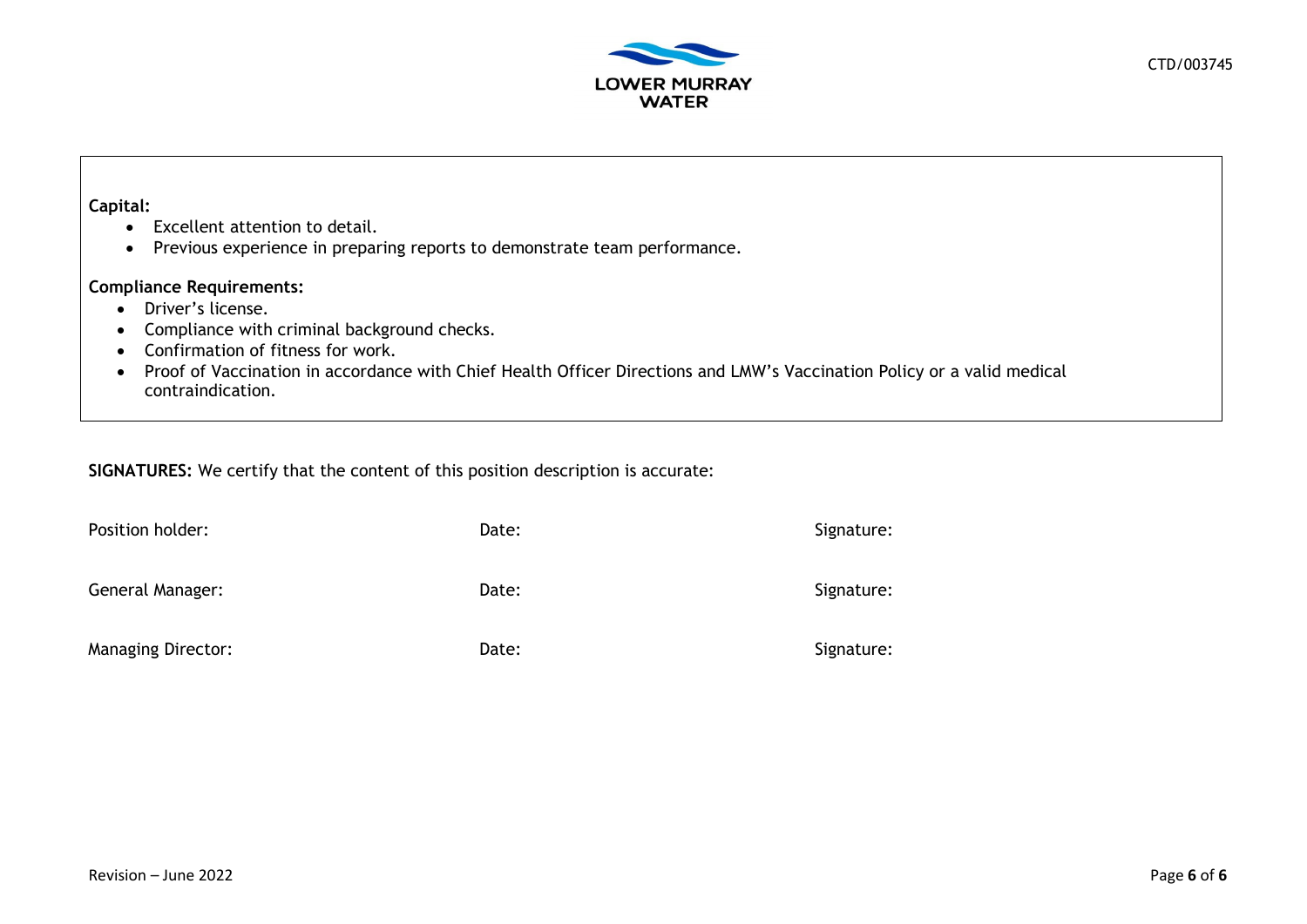**Capital:**

- Excellent attention to detail.
- Previous experience in preparing reports to demonstrate team performance.

**Compliance Requirements:**

- Driver's license.
- Compliance with criminal background checks.
- Confirmation of fitness for work.
- Proof of Vaccination in accordance with Chief Health Officer Directions and LMW's Vaccination Policy or a valid medical contraindication.

**SIGNATURES:** We certify that the content of this position description is accurate:

| | | |
|---|---|---|
| Position holder: | Date: | Signature: |
| General Manager: | Date: | Signature: |
| Managing Director: | Date: | Signature: |